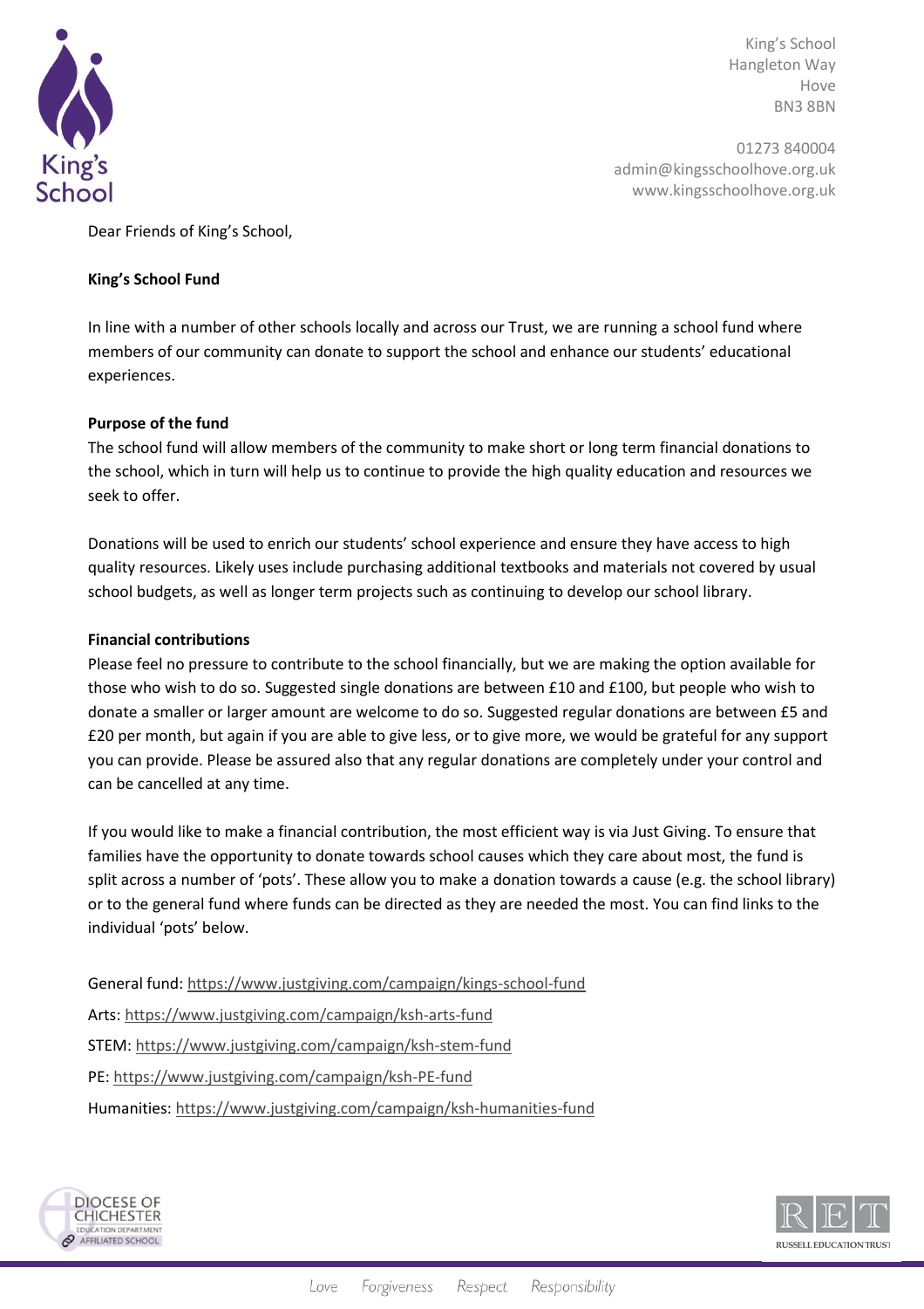King's School
Hangleton Way
Hove
BN3 8BN

01273 840004
admin@kingsschoolhove.org.uk
www.kingsschoolhove.org.uk

Dear Friends of King's School,

**King's School Fund**

In line with a number of other schools locally and across our Trust, we are running a school fund where members of our community can donate to support the school and enhance our students' educational experiences.

**Purpose of the fund**

The school fund will allow members of the community to make short or long term financial donations to the school, which in turn will help us to continue to provide the high quality education and resources we seek to offer.

Donations will be used to enrich our students' school experience and ensure they have access to high quality resources. Likely uses include purchasing additional textbooks and materials not covered by usual school budgets, as well as longer term projects such as continuing to develop our school library.

**Financial contributions**

Please feel no pressure to contribute to the school financially, but we are making the option available for those who wish to do so. Suggested single donations are between £10 and £100, but people who wish to donate a smaller or larger amount are welcome to do so. Suggested regular donations are between £5 and £20 per month, but again if you are able to give less, or to give more, we would be grateful for any support you can provide. Please be assured also that any regular donations are completely under your control and can be cancelled at any time.

If you would like to make a financial contribution, the most efficient way is via Just Giving. To ensure that families have the opportunity to donate towards school causes which they care about most, the fund is split across a number of 'pots'. These allow you to make a donation towards a cause (e.g. the school library) or to the general fund where funds can be directed as they are needed the most. You can find links to the individual 'pots' below.

General fund: https://www.justgiving.com/campaign/kings-school-fund

Arts: https://www.justgiving.com/campaign/ksh-arts-fund

STEM: https://www.justgiving.com/campaign/ksh-stem-fund

PE: https://www.justgiving.com/campaign/ksh-PE-fund

Humanities: https://www.justgiving.com/campaign/ksh-humanities-fund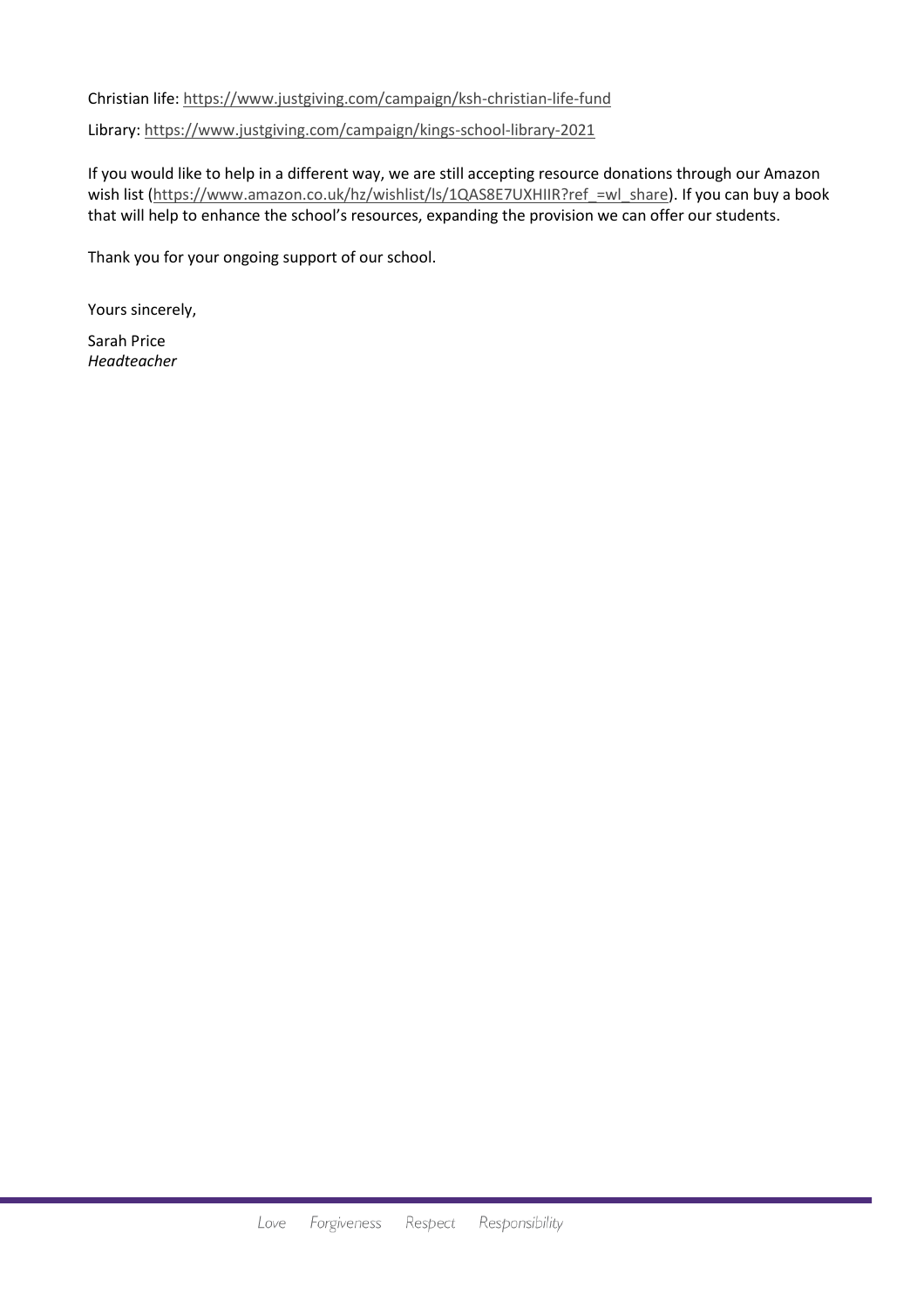Christian life: https://www.justgiving.com/campaign/ksh-christian-life-fund

Library: https://www.justgiving.com/campaign/kings-school-library-2021

If you would like to help in a different way, we are still accepting resource donations through our Amazon wish list (https://www.amazon.co.uk/hz/wishlist/ls/1QAS8E7UXHIIR?ref_=wl_share). If you can buy a book that will help to enhance the school's resources, expanding the provision we can offer our students.

Thank you for your ongoing support of our school.

Yours sincerely,

Sarah Price
*Headteacher*